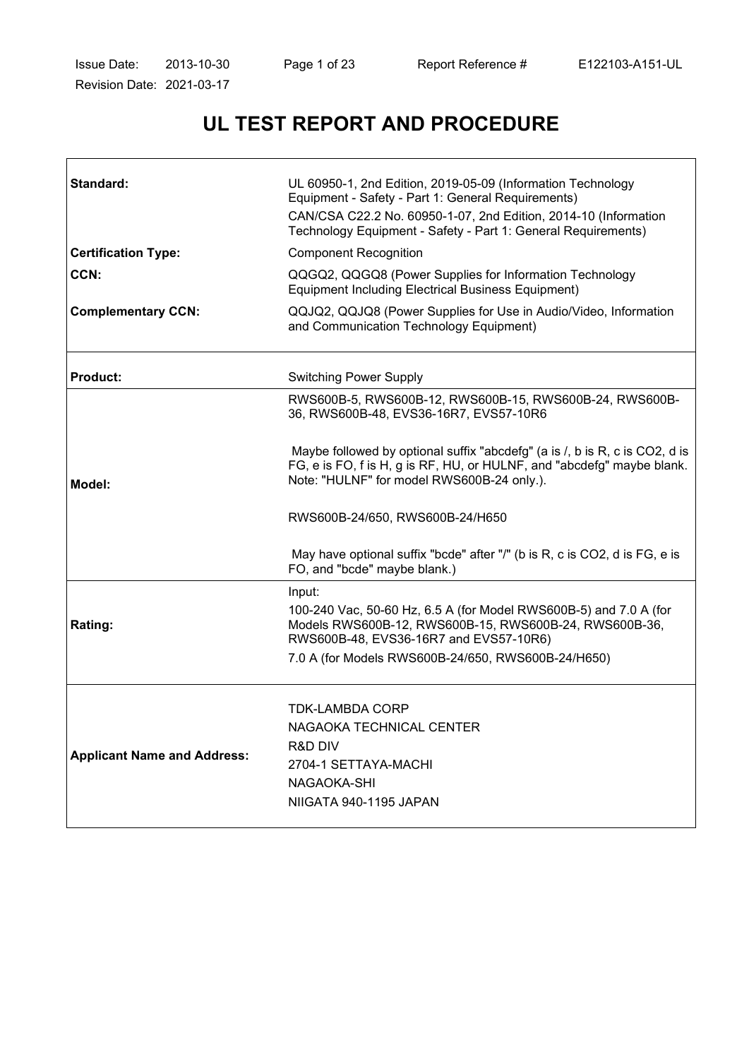# UL TEST REPORT AND PROCEDURE

| | |
|---|---|
| **Standard:** | UL 60950-1, 2nd Edition, 2019-05-09 (Information Technology Equipment - Safety - Part 1: General Requirements)<br>CAN/CSA C22.2 No. 60950-1-07, 2nd Edition, 2014-10 (Information Technology Equipment - Safety - Part 1: General Requirements) |
| **Certification Type:** | Component Recognition |
| **CCN:** | QQGQ2, QQGQ8 (Power Supplies for Information Technology Equipment Including Electrical Business Equipment) |
| **Complementary CCN:** | QQJQ2, QQJQ8 (Power Supplies for Use in Audio/Video, Information and Communication Technology Equipment) |
| **Product:** | Switching Power Supply |
| **Model:** | RWS600B-5, RWS600B-12, RWS600B-15, RWS600B-24, RWS600B-36, RWS600B-48, EVS36-16R7, EVS57-10R6<br><br>Maybe followed by optional suffix "abcdefg" (a is /, b is R, c is CO2, d is FG, e is FO, f is H, g is RF, HU, or HULNF, and "abcdefg" maybe blank. Note: "HULNF" for model RWS600B-24 only.).<br><br>RWS600B-24/650, RWS600B-24/H650<br><br>May have optional suffix "bcde" after "/" (b is R, c is CO2, d is FG, e is FO, and "bcde" maybe blank.) |
| **Rating:** | Input:<br>100-240 Vac, 50-60 Hz, 6.5 A (for Model RWS600B-5) and 7.0 A (for Models RWS600B-12, RWS600B-15, RWS600B-24, RWS600B-36, RWS600B-48, EVS36-16R7 and EVS57-10R6)<br>7.0 A (for Models RWS600B-24/650, RWS600B-24/H650) |
| **Applicant Name and Address:** | TDK-LAMBDA CORP<br>NAGAOKA TECHNICAL CENTER<br>R&D DIV<br>2704-1 SETTAYA-MACHI<br>NAGAOKA-SHI<br>NIIGATA 940-1195 JAPAN |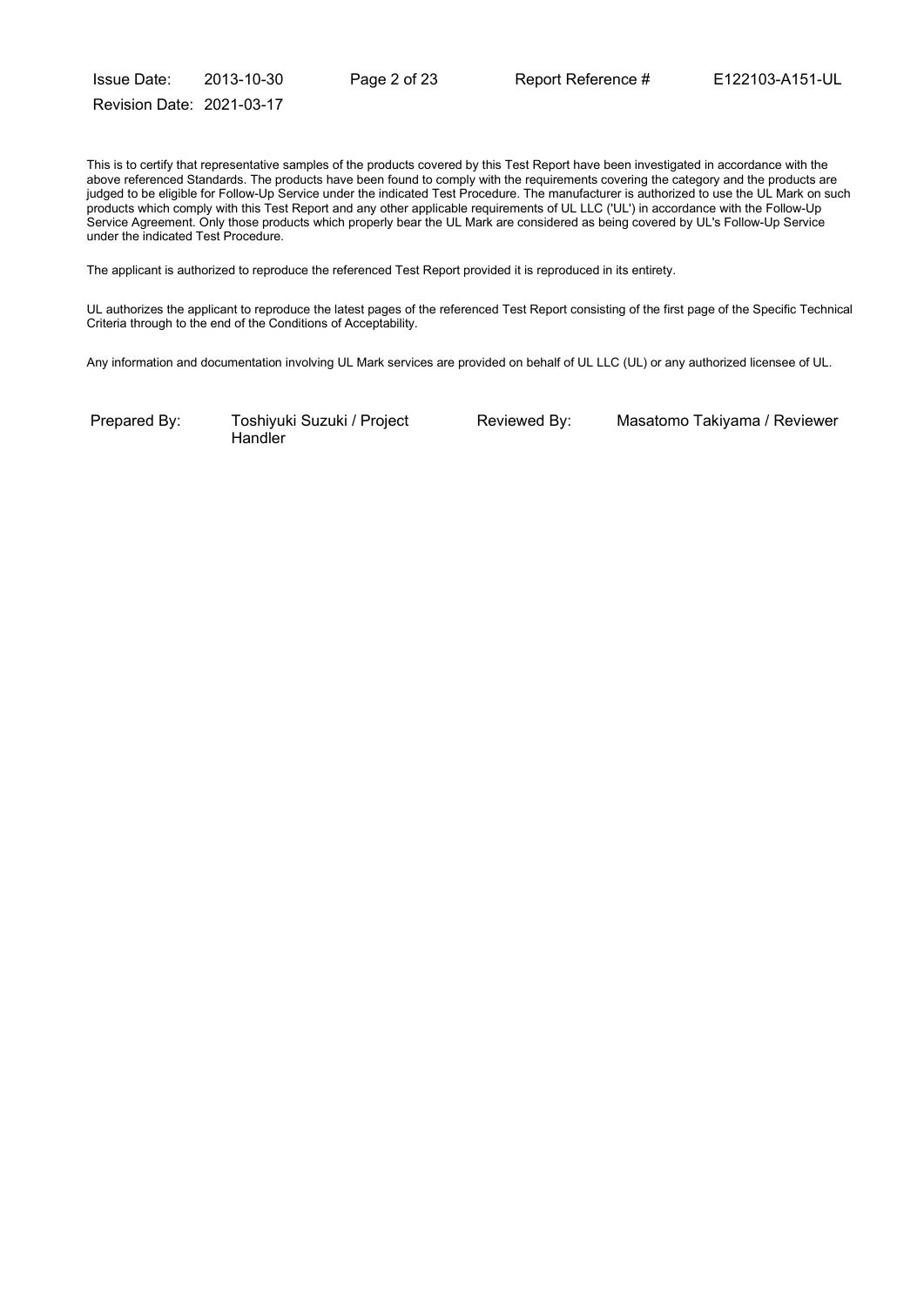This is to certify that representative samples of the products covered by this Test Report have been investigated in accordance with the above referenced Standards. The products have been found to comply with the requirements covering the category and the products are judged to be eligible for Follow-Up Service under the indicated Test Procedure. The manufacturer is authorized to use the UL Mark on such products which comply with this Test Report and any other applicable requirements of UL LLC ('UL') in accordance with the Follow-Up Service Agreement. Only those products which properly bear the UL Mark are considered as being covered by UL's Follow-Up Service under the indicated Test Procedure.

The applicant is authorized to reproduce the referenced Test Report provided it is reproduced in its entirety.

UL authorizes the applicant to reproduce the latest pages of the referenced Test Report consisting of the first page of the Specific Technical Criteria through to the end of the Conditions of Acceptability.

Any information and documentation involving UL Mark services are provided on behalf of UL LLC (UL) or any authorized licensee of UL.

| Prepared By: | Toshiyuki Suzuki / Project Handler | Reviewed By: | Masatomo Takiyama / Reviewer |
|---|---|---|---|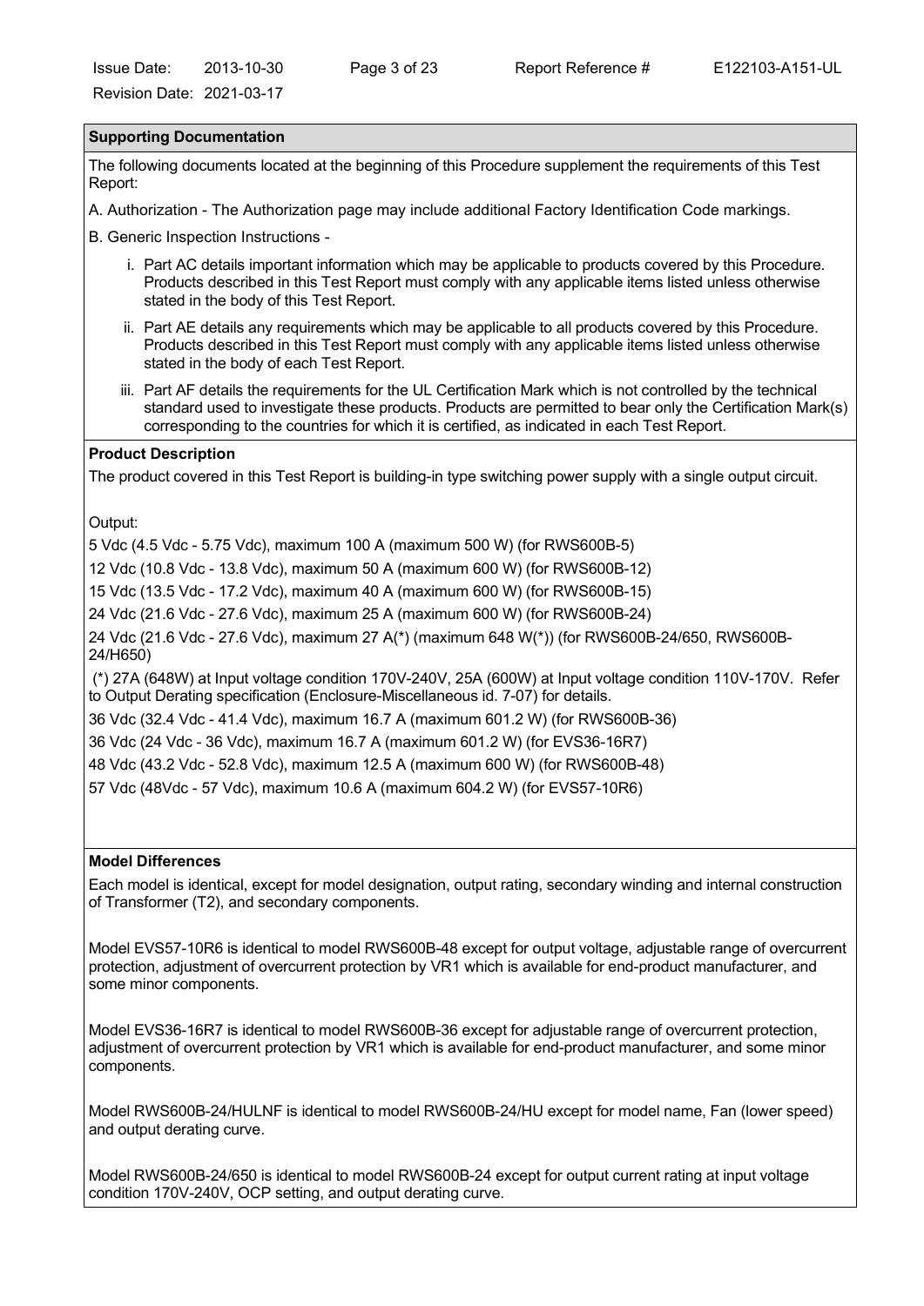## Supporting Documentation

The following documents located at the beginning of this Procedure supplement the requirements of this Test Report:

A. Authorization - The Authorization page may include additional Factory Identification Code markings.

B. Generic Inspection Instructions -

i. Part AC details important information which may be applicable to products covered by this Procedure. Products described in this Test Report must comply with any applicable items listed unless otherwise stated in the body of this Test Report.

ii. Part AE details any requirements which may be applicable to all products covered by this Procedure. Products described in this Test Report must comply with any applicable items listed unless otherwise stated in the body of each Test Report.

iii. Part AF details the requirements for the UL Certification Mark which is not controlled by the technical standard used to investigate these products. Products are permitted to bear only the Certification Mark(s) corresponding to the countries for which it is certified, as indicated in each Test Report.

## Product Description

The product covered in this Test Report is building-in type switching power supply with a single output circuit.

Output:

5 Vdc (4.5 Vdc - 5.75 Vdc), maximum 100 A (maximum 500 W) (for RWS600B-5)

12 Vdc (10.8 Vdc - 13.8 Vdc), maximum 50 A (maximum 600 W) (for RWS600B-12)

15 Vdc (13.5 Vdc - 17.2 Vdc), maximum 40 A (maximum 600 W) (for RWS600B-15)

24 Vdc (21.6 Vdc - 27.6 Vdc), maximum 25 A (maximum 600 W) (for RWS600B-24)

24 Vdc (21.6 Vdc - 27.6 Vdc), maximum 27 A(*) (maximum 648 W(*)) (for RWS600B-24/650, RWS600B-24/H650)

(*) 27A (648W) at Input voltage condition 170V-240V, 25A (600W) at Input voltage condition 110V-170V. Refer to Output Derating specification (Enclosure-Miscellaneous id. 7-07) for details.

36 Vdc (32.4 Vdc - 41.4 Vdc), maximum 16.7 A (maximum 601.2 W) (for RWS600B-36)

36 Vdc (24 Vdc - 36 Vdc), maximum 16.7 A (maximum 601.2 W) (for EVS36-16R7)

48 Vdc (43.2 Vdc - 52.8 Vdc), maximum 12.5 A (maximum 600 W) (for RWS600B-48)

57 Vdc (48Vdc - 57 Vdc), maximum 10.6 A (maximum 604.2 W) (for EVS57-10R6)

## Model Differences

Each model is identical, except for model designation, output rating, secondary winding and internal construction of Transformer (T2), and secondary components.

Model EVS57-10R6 is identical to model RWS600B-48 except for output voltage, adjustable range of overcurrent protection, adjustment of overcurrent protection by VR1 which is available for end-product manufacturer, and some minor components.

Model EVS36-16R7 is identical to model RWS600B-36 except for adjustable range of overcurrent protection, adjustment of overcurrent protection by VR1 which is available for end-product manufacturer, and some minor components.

Model RWS600B-24/HULNF is identical to model RWS600B-24/HU except for model name, Fan (lower speed) and output derating curve.

Model RWS600B-24/650 is identical to model RWS600B-24 except for output current rating at input voltage condition 170V-240V, OCP setting, and output derating curve.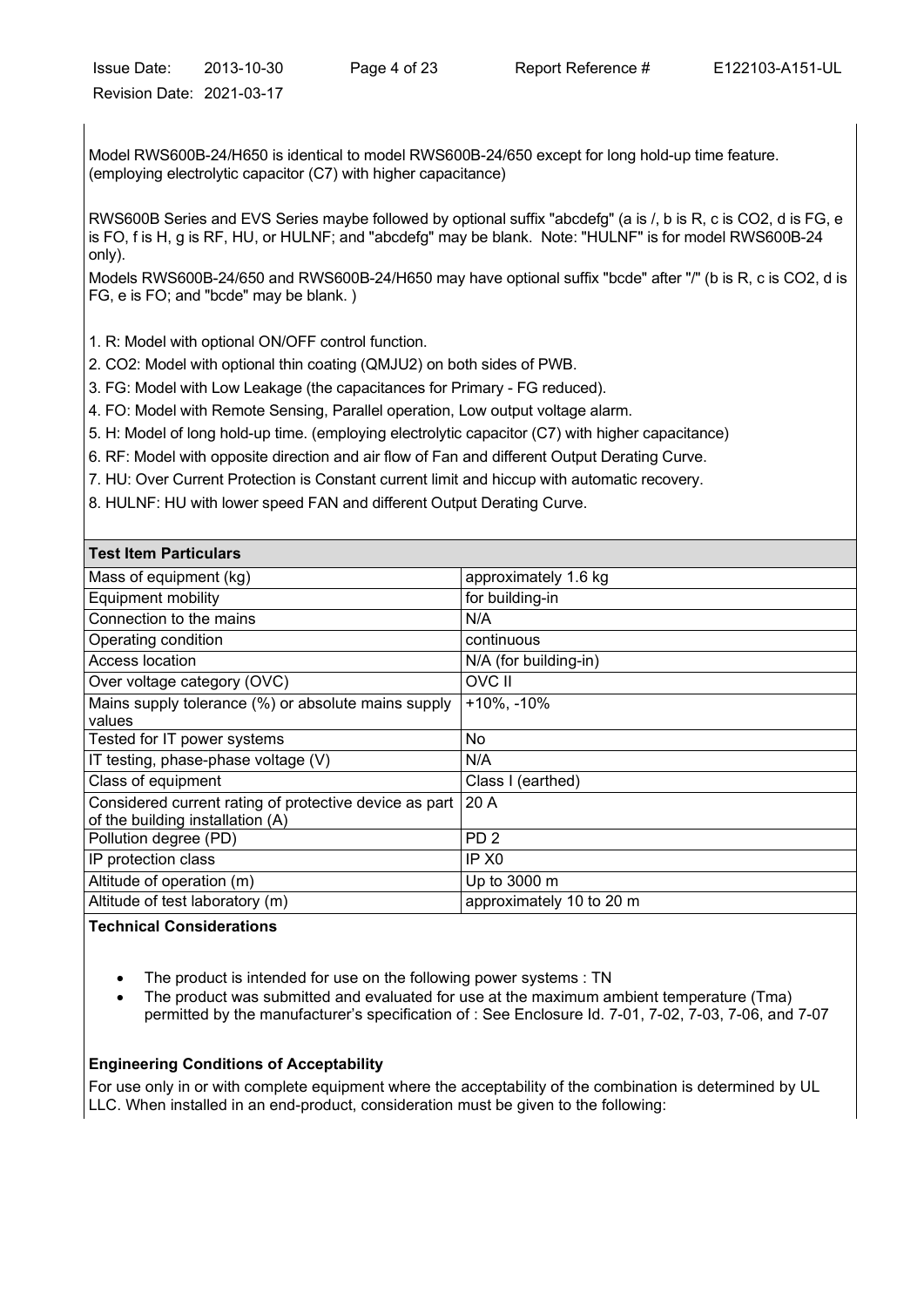Model RWS600B-24/H650 is identical to model RWS600B-24/650 except for long hold-up time feature. (employing electrolytic capacitor (C7) with higher capacitance)

RWS600B Series and EVS Series maybe followed by optional suffix "abcdefg" (a is /, b is R, c is CO2, d is FG, e is FO, f is H, g is RF, HU, or HULNF; and "abcdefg" may be blank. Note: "HULNF" is for model RWS600B-24 only).

Models RWS600B-24/650 and RWS600B-24/H650 may have optional suffix "bcde" after "/" (b is R, c is CO2, d is FG, e is FO; and "bcde" may be blank. )

1. R: Model with optional ON/OFF control function.
2. CO2: Model with optional thin coating (QMJU2) on both sides of PWB.
3. FG: Model with Low Leakage (the capacitances for Primary - FG reduced).
4. FO: Model with Remote Sensing, Parallel operation, Low output voltage alarm.
5. H: Model of long hold-up time. (employing electrolytic capacitor (C7) with higher capacitance)
6. RF: Model with opposite direction and air flow of Fan and different Output Derating Curve.
7. HU: Over Current Protection is Constant current limit and hiccup with automatic recovery.
8. HULNF: HU with lower speed FAN and different Output Derating Curve.

| Test Item Particulars | |
|---|---|
| Mass of equipment (kg) | approximately 1.6 kg |
| Equipment mobility | for building-in |
| Connection to the mains | N/A |
| Operating condition | continuous |
| Access location | N/A (for building-in) |
| Over voltage category (OVC) | OVC II |
| Mains supply tolerance (%) or absolute mains supply values | +10%, -10% |
| Tested for IT power systems | No |
| IT testing, phase-phase voltage (V) | N/A |
| Class of equipment | Class I (earthed) |
| Considered current rating of protective device as part of the building installation (A) | 20 A |
| Pollution degree (PD) | PD 2 |
| IP protection class | IP X0 |
| Altitude of operation (m) | Up to 3000 m |
| Altitude of test laboratory (m) | approximately 10 to 20 m |

**Technical Considerations**

- The product is intended for use on the following power systems : TN
- The product was submitted and evaluated for use at the maximum ambient temperature (Tma) permitted by the manufacturer's specification of : See Enclosure Id. 7-01, 7-02, 7-03, 7-06, and 7-07

**Engineering Conditions of Acceptability**

For use only in or with complete equipment where the acceptability of the combination is determined by UL LLC. When installed in an end-product, consideration must be given to the following: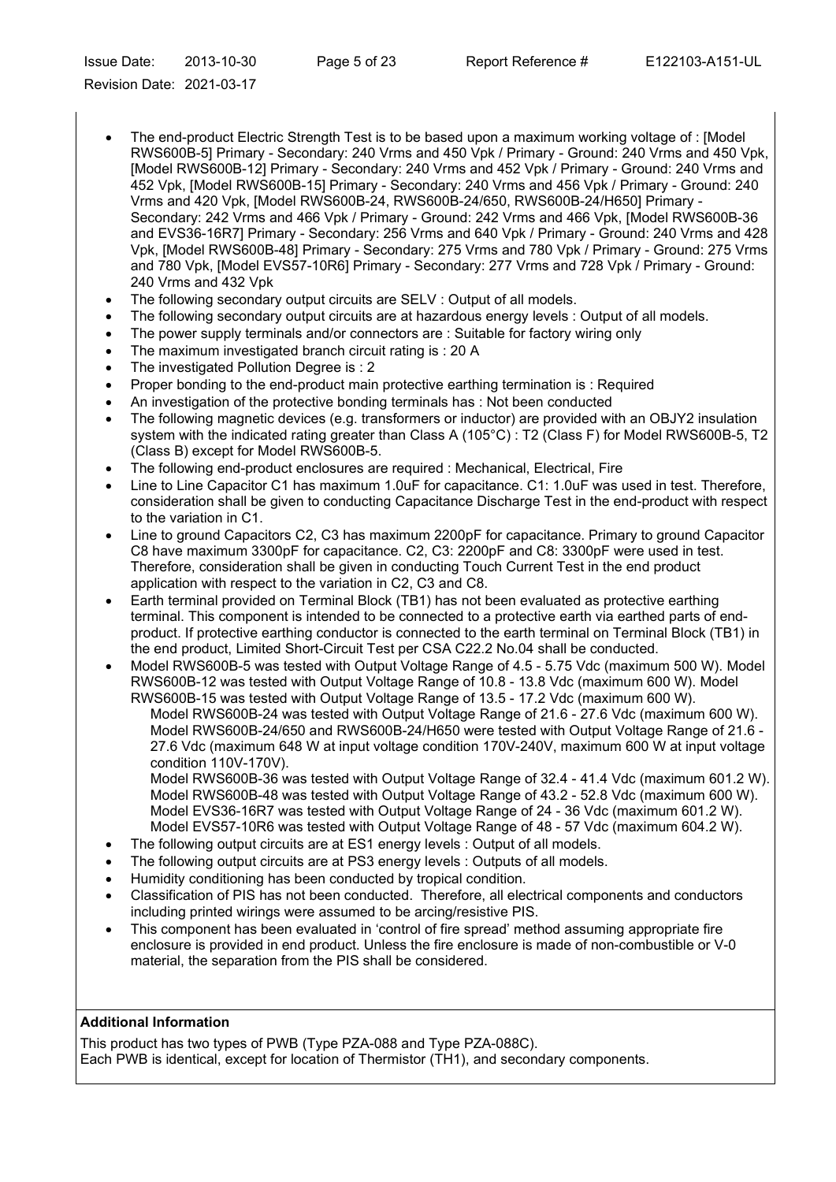- The end-product Electric Strength Test is to be based upon a maximum working voltage of : [Model RWS600B-5] Primary - Secondary: 240 Vrms and 450 Vpk / Primary - Ground: 240 Vrms and 450 Vpk, [Model RWS600B-12] Primary - Secondary: 240 Vrms and 452 Vpk / Primary - Ground: 240 Vrms and 452 Vpk, [Model RWS600B-15] Primary - Secondary: 240 Vrms and 456 Vpk / Primary - Ground: 240 Vrms and 420 Vpk, [Model RWS600B-24, RWS600B-24/650, RWS600B-24/H650] Primary - Secondary: 242 Vrms and 466 Vpk / Primary - Ground: 242 Vrms and 466 Vpk, [Model RWS600B-36 and EVS36-16R7] Primary - Secondary: 256 Vrms and 640 Vpk / Primary - Ground: 240 Vrms and 428 Vpk, [Model RWS600B-48] Primary - Secondary: 275 Vrms and 780 Vpk / Primary - Ground: 275 Vrms and 780 Vpk, [Model EVS57-10R6] Primary - Secondary: 277 Vrms and 728 Vpk / Primary - Ground: 240 Vrms and 432 Vpk
- The following secondary output circuits are SELV : Output of all models.
- The following secondary output circuits are at hazardous energy levels : Output of all models.
- The power supply terminals and/or connectors are : Suitable for factory wiring only
- The maximum investigated branch circuit rating is : 20 A
- The investigated Pollution Degree is : 2
- Proper bonding to the end-product main protective earthing termination is : Required
- An investigation of the protective bonding terminals has : Not been conducted
- The following magnetic devices (e.g. transformers or inductor) are provided with an OBJY2 insulation system with the indicated rating greater than Class A (105°C) : T2 (Class F) for Model RWS600B-5, T2 (Class B) except for Model RWS600B-5.
- The following end-product enclosures are required : Mechanical, Electrical, Fire
- Line to Line Capacitor C1 has maximum 1.0uF for capacitance. C1: 1.0uF was used in test. Therefore, consideration shall be given to conducting Capacitance Discharge Test in the end-product with respect to the variation in C1.
- Line to ground Capacitors C2, C3 has maximum 2200pF for capacitance. Primary to ground Capacitor C8 have maximum 3300pF for capacitance. C2, C3: 2200pF and C8: 3300pF were used in test. Therefore, consideration shall be given in conducting Touch Current Test in the end product application with respect to the variation in C2, C3 and C8.
- Earth terminal provided on Terminal Block (TB1) has not been evaluated as protective earthing terminal. This component is intended to be connected to a protective earth via earthed parts of end-product. If protective earthing conductor is connected to the earth terminal on Terminal Block (TB1) in the end product, Limited Short-Circuit Test per CSA C22.2 No.04 shall be conducted.
- Model RWS600B-5 was tested with Output Voltage Range of 4.5 - 5.75 Vdc (maximum 500 W). Model RWS600B-12 was tested with Output Voltage Range of 10.8 - 13.8 Vdc (maximum 600 W). Model RWS600B-15 was tested with Output Voltage Range of 13.5 - 17.2 Vdc (maximum 600 W).
  Model RWS600B-24 was tested with Output Voltage Range of 21.6 - 27.6 Vdc (maximum 600 W). Model RWS600B-24/650 and RWS600B-24/H650 were tested with Output Voltage Range of 21.6 - 27.6 Vdc (maximum 648 W at input voltage condition 170V-240V, maximum 600 W at input voltage condition 110V-170V).
  Model RWS600B-36 was tested with Output Voltage Range of 32.4 - 41.4 Vdc (maximum 601.2 W).
  Model RWS600B-48 was tested with Output Voltage Range of 43.2 - 52.8 Vdc (maximum 600 W).
  Model EVS36-16R7 was tested with Output Voltage Range of 24 - 36 Vdc (maximum 601.2 W).
  Model EVS57-10R6 was tested with Output Voltage Range of 48 - 57 Vdc (maximum 604.2 W).
- The following output circuits are at ES1 energy levels : Output of all models.
- The following output circuits are at PS3 energy levels : Outputs of all models.
- Humidity conditioning has been conducted by tropical condition.
- Classification of PIS has not been conducted. Therefore, all electrical components and conductors including printed wirings were assumed to be arcing/resistive PIS.
- This component has been evaluated in 'control of fire spread' method assuming appropriate fire enclosure is provided in end product. Unless the fire enclosure is made of non-combustible or V-0 material, the separation from the PIS shall be considered.

**Additional Information**

This product has two types of PWB (Type PZA-088 and Type PZA-088C).
Each PWB is identical, except for location of Thermistor (TH1), and secondary components.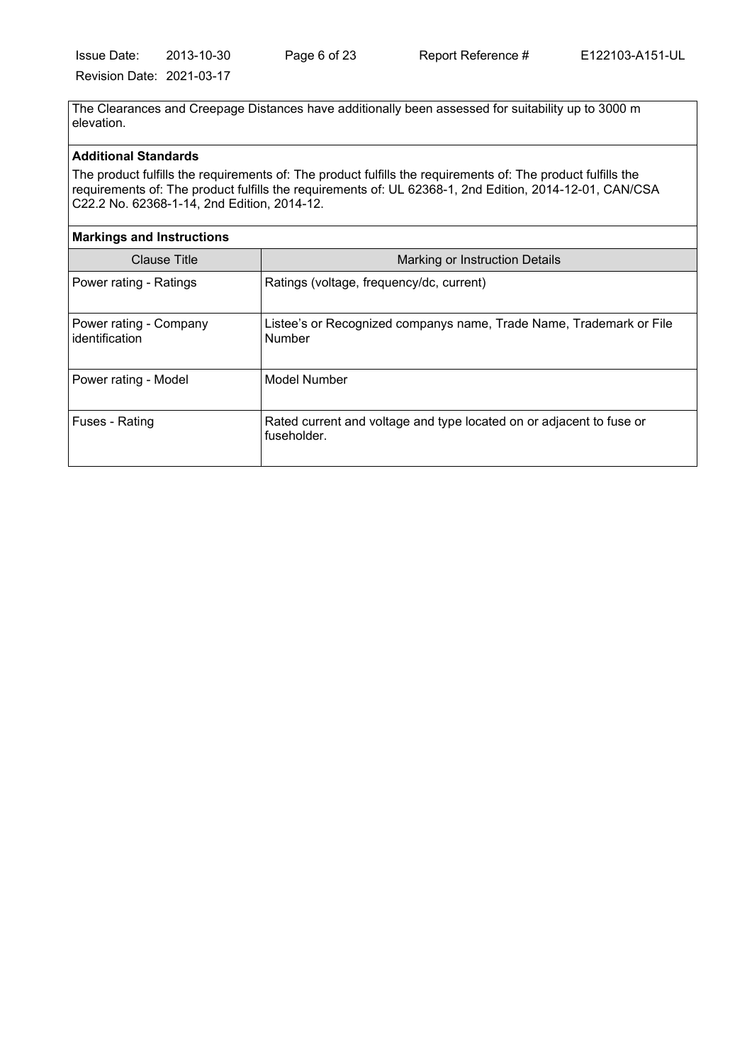The Clearances and Creepage Distances have additionally been assessed for suitability up to 3000 m elevation.

**Additional Standards**

The product fulfills the requirements of: The product fulfills the requirements of: The product fulfills the requirements of: The product fulfills the requirements of: UL 62368-1, 2nd Edition, 2014-12-01, CAN/CSA C22.2 No. 62368-1-14, 2nd Edition, 2014-12.

**Markings and Instructions**

| Clause Title | Marking or Instruction Details |
|---|---|
| Power rating - Ratings | Ratings (voltage, frequency/dc, current) |
| Power rating - Company identification | Listee's or Recognized companys name, Trade Name, Trademark or File Number |
| Power rating - Model | Model Number |
| Fuses - Rating | Rated current and voltage and type located on or adjacent to fuse or fuseholder. |